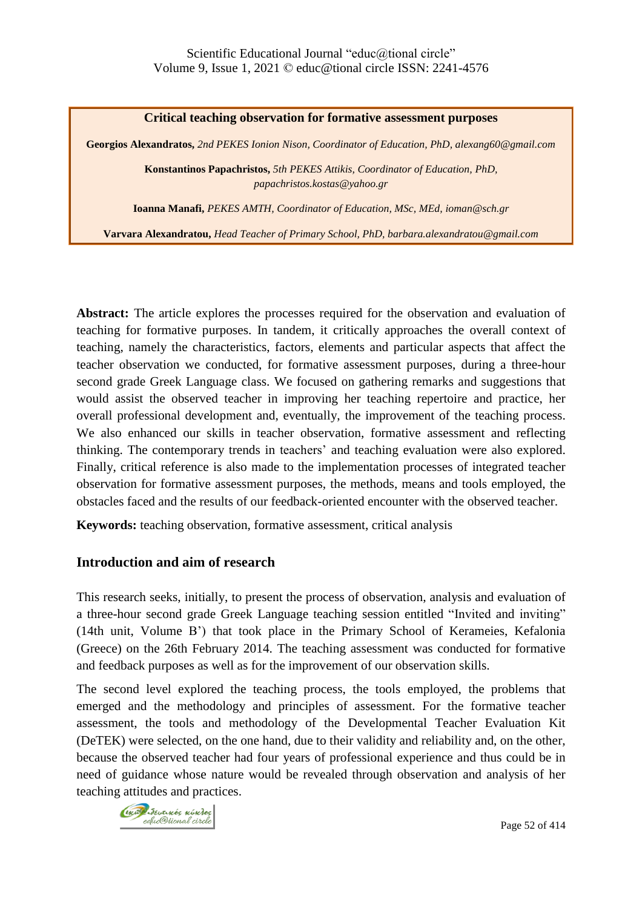# Critical teaching observation for formative assessment purposes

**Georgios Alexandratos,** *2nd PEKES Ionion Nison, Coordinator of Education, PhD, alexang60@gmail.com*

**Konstantinos Papachristos,** *5th PEKES Attikis, Coordinator of Education, PhD, papachristos.kostas@yahoo.gr*

**Ioanna Manafi,** *PEKES AMTH, Coordinator of Education, MSc, MEd, ioman@sch.gr*

**Varvara Alexandratou,** *Head Teacher of Primary School, PhD, barbara.alexandratou@gmail.com*

**Abstract:** The article explores the processes required for the observation and evaluation of teaching for formative purposes. In tandem, it critically approaches the overall context of teaching, namely the characteristics, factors, elements and particular aspects that affect the teacher observation we conducted, for formative assessment purposes, during a three-hour second grade Greek Language class. We focused on gathering remarks and suggestions that would assist the observed teacher in improving her teaching repertoire and practice, her overall professional development and, eventually, the improvement of the teaching process. We also enhanced our skills in teacher observation, formative assessment and reflecting thinking. The contemporary trends in teachers' and teaching evaluation were also explored. Finally, critical reference is also made to the implementation processes of integrated teacher observation for formative assessment purposes, the methods, means and tools employed, the obstacles faced and the results of our feedback-oriented encounter with the observed teacher.

**Keywords:** teaching observation, formative assessment, critical analysis

## Introduction and aim of research

This research seeks, initially, to present the process of observation, analysis and evaluation of a three-hour second grade Greek Language teaching session entitled "Invited and inviting" (14th unit, Volume B') that took place in the Primary School of Kerameies, Kefalonia (Greece) on the 26th February 2014. The teaching assessment was conducted for formative and feedback purposes as well as for the improvement of our observation skills.

The second level explored the teaching process, the tools employed, the problems that emerged and the methodology and principles of assessment. For the formative teacher assessment, the tools and methodology of the Developmental Teacher Evaluation Kit (DeTEK) were selected, on the one hand, due to their validity and reliability and, on the other, because the observed teacher had four years of professional experience and thus could be in need of guidance whose nature would be revealed through observation and analysis of her teaching attitudes and practices.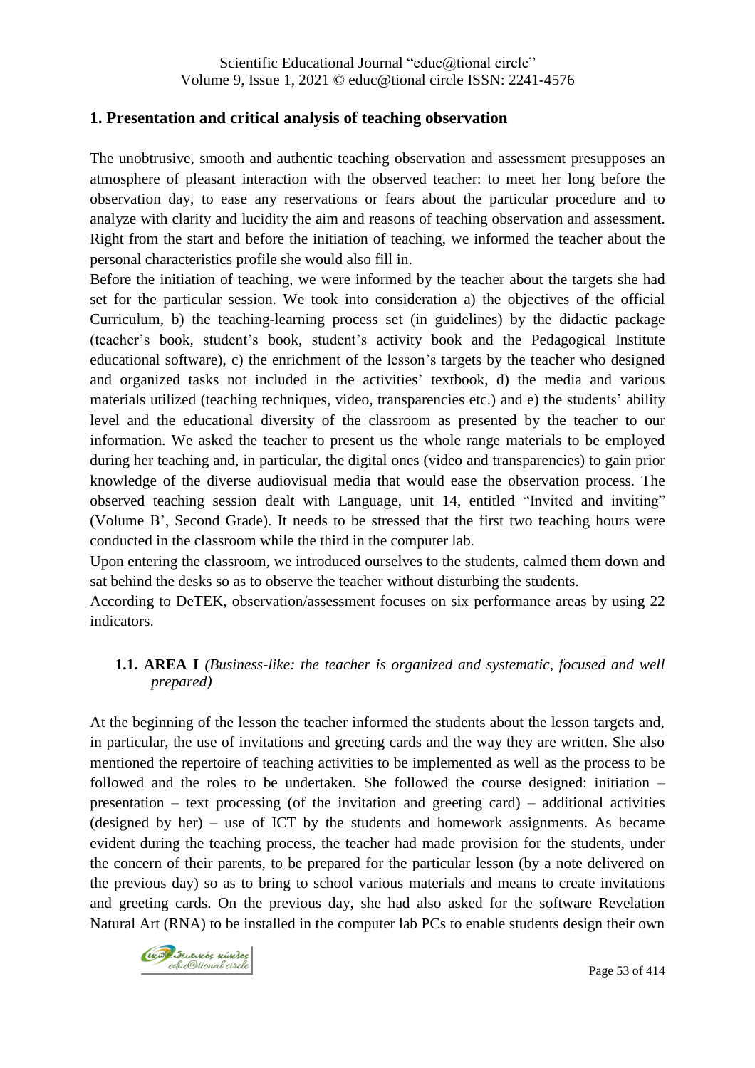## 1. Presentation and critical analysis of teaching observation

The unobtrusive, smooth and authentic teaching observation and assessment presupposes an atmosphere of pleasant interaction with the observed teacher: to meet her long before the observation day, to ease any reservations or fears about the particular procedure and to analyze with clarity and lucidity the aim and reasons of teaching observation and assessment. Right from the start and before the initiation of teaching, we informed the teacher about the personal characteristics profile she would also fill in.

Before the initiation of teaching, we were informed by the teacher about the targets she had set for the particular session. We took into consideration a) the objectives of the official Curriculum, b) the teaching-learning process set (in guidelines) by the didactic package (teacher's book, student's book, student's activity book and the Pedagogical Institute educational software), c) the enrichment of the lesson's targets by the teacher who designed and organized tasks not included in the activities' textbook, d) the media and various materials utilized (teaching techniques, video, transparencies etc.) and e) the students' ability level and the educational diversity of the classroom as presented by the teacher to our information. We asked the teacher to present us the whole range materials to be employed during her teaching and, in particular, the digital ones (video and transparencies) to gain prior knowledge of the diverse audiovisual media that would ease the observation process. The observed teaching session dealt with Language, unit 14, entitled "Invited and inviting" (Volume B', Second Grade). It needs to be stressed that the first two teaching hours were conducted in the classroom while the third in the computer lab.

Upon entering the classroom, we introduced ourselves to the students, calmed them down and sat behind the desks so as to observe the teacher without disturbing the students.

According to DeTEK, observation/assessment focuses on six performance areas by using 22 indicators.

### 1.1. AREA I *(Business-like: the teacher is organized and systematic, focused and well prepared)*

At the beginning of the lesson the teacher informed the students about the lesson targets and, in particular, the use of invitations and greeting cards and the way they are written. She also mentioned the repertoire of teaching activities to be implemented as well as the process to be followed and the roles to be undertaken. She followed the course designed: initiation – presentation – text processing (of the invitation and greeting card) – additional activities (designed by her) – use of ICT by the students and homework assignments. As became evident during the teaching process, the teacher had made provision for the students, under the concern of their parents, to be prepared for the particular lesson (by a note delivered on the previous day) so as to bring to school various materials and means to create invitations and greeting cards. On the previous day, she had also asked for the software Revelation Natural Art (RNA) to be installed in the computer lab PCs to enable students design their own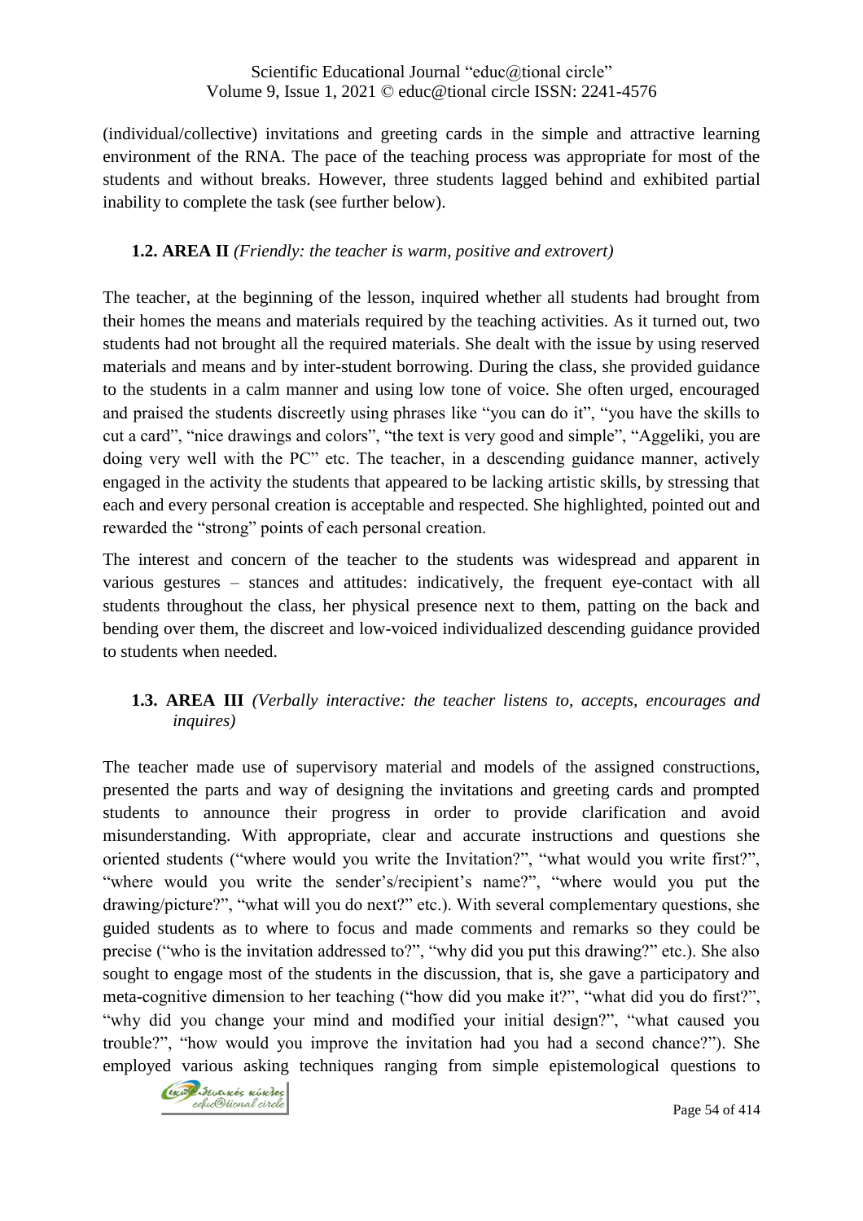(individual/collective) invitations and greeting cards in the simple and attractive learning environment of the RNA. The pace of the teaching process was appropriate for most of the students and without breaks. However, three students lagged behind and exhibited partial inability to complete the task (see further below).

### 1.2. AREA II *(Friendly: the teacher is warm, positive and extrovert)*

The teacher, at the beginning of the lesson, inquired whether all students had brought from their homes the means and materials required by the teaching activities. As it turned out, two students had not brought all the required materials. She dealt with the issue by using reserved materials and means and by inter-student borrowing. During the class, she provided guidance to the students in a calm manner and using low tone of voice. She often urged, encouraged and praised the students discreetly using phrases like "you can do it", "you have the skills to cut a card", "nice drawings and colors", "the text is very good and simple", "Aggeliki, you are doing very well with the PC" etc. The teacher, in a descending guidance manner, actively engaged in the activity the students that appeared to be lacking artistic skills, by stressing that each and every personal creation is acceptable and respected. She highlighted, pointed out and rewarded the "strong" points of each personal creation.

The interest and concern of the teacher to the students was widespread and apparent in various gestures – stances and attitudes: indicatively, the frequent eye-contact with all students throughout the class, her physical presence next to them, patting on the back and bending over them, the discreet and low-voiced individualized descending guidance provided to students when needed.

### 1.3. AREA III *(Verbally interactive: the teacher listens to, accepts, encourages and inquires)*

The teacher made use of supervisory material and models of the assigned constructions, presented the parts and way of designing the invitations and greeting cards and prompted students to announce their progress in order to provide clarification and avoid misunderstanding. With appropriate, clear and accurate instructions and questions she oriented students ("where would you write the Invitation?", "what would you write first?", "where would you write the sender's/recipient's name?", "where would you put the drawing/picture?", "what will you do next?" etc.). With several complementary questions, she guided students as to where to focus and made comments and remarks so they could be precise ("who is the invitation addressed to?", "why did you put this drawing?" etc.). She also sought to engage most of the students in the discussion, that is, she gave a participatory and meta-cognitive dimension to her teaching ("how did you make it?", "what did you do first?", "why did you change your mind and modified your initial design?", "what caused you trouble?", "how would you improve the invitation had you had a second chance?"). She employed various asking techniques ranging from simple epistemological questions to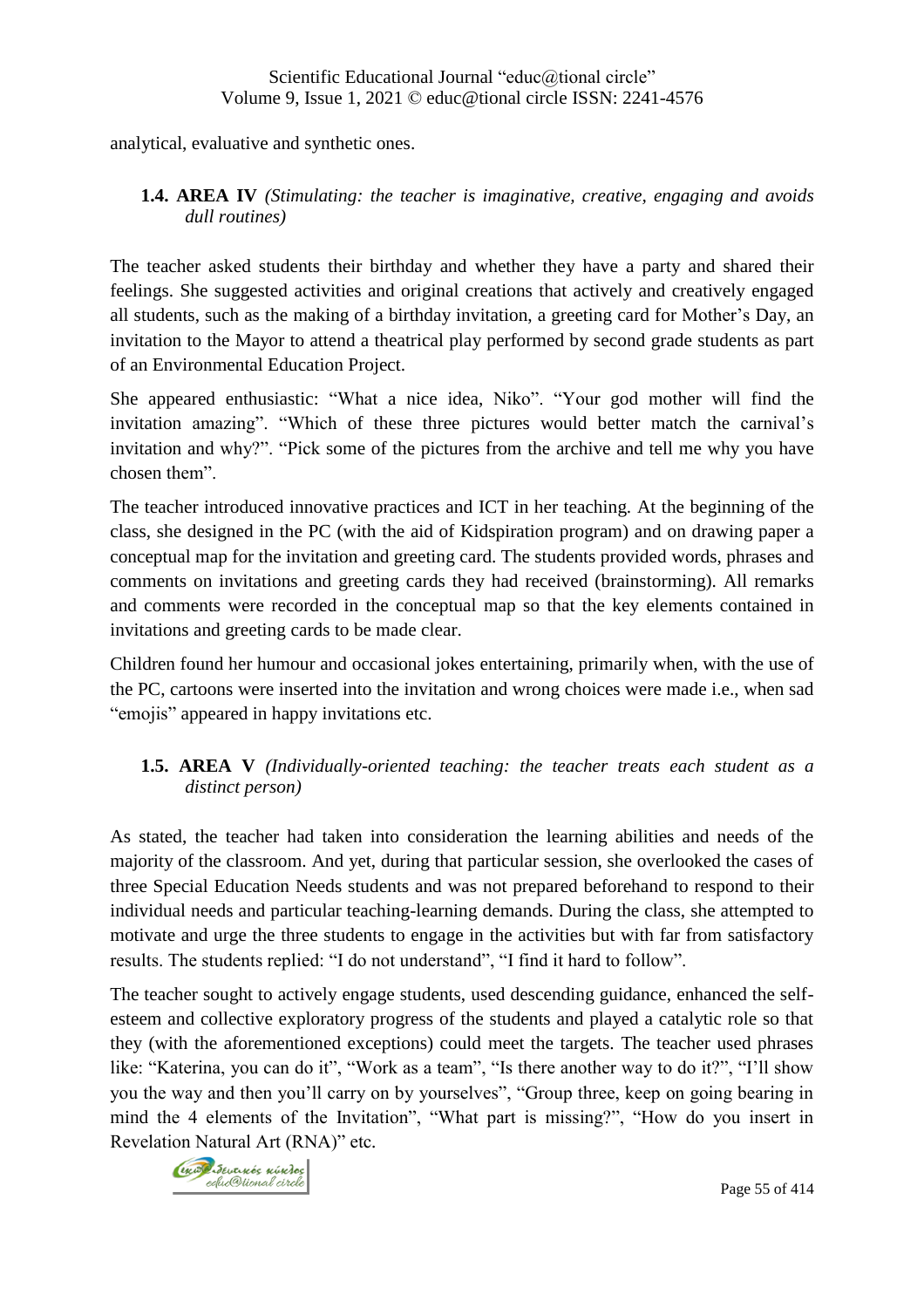analytical, evaluative and synthetic ones.

### 1.4. AREA IV *(Stimulating: the teacher is imaginative, creative, engaging and avoids dull routines)*

The teacher asked students their birthday and whether they have a party and shared their feelings. She suggested activities and original creations that actively and creatively engaged all students, such as the making of a birthday invitation, a greeting card for Mother's Day, an invitation to the Mayor to attend a theatrical play performed by second grade students as part of an Environmental Education Project.

She appeared enthusiastic: "What a nice idea, Niko". "Your god mother will find the invitation amazing". "Which of these three pictures would better match the carnival's invitation and why?". "Pick some of the pictures from the archive and tell me why you have chosen them".

The teacher introduced innovative practices and ICT in her teaching. At the beginning of the class, she designed in the PC (with the aid of Kidspiration program) and on drawing paper a conceptual map for the invitation and greeting card. The students provided words, phrases and comments on invitations and greeting cards they had received (brainstorming). All remarks and comments were recorded in the conceptual map so that the key elements contained in invitations and greeting cards to be made clear.

Children found her humour and occasional jokes entertaining, primarily when, with the use of the PC, cartoons were inserted into the invitation and wrong choices were made i.e., when sad "emojis" appeared in happy invitations etc.

### 1.5. AREA V *(Individually-oriented teaching: the teacher treats each student as a distinct person)*

As stated, the teacher had taken into consideration the learning abilities and needs of the majority of the classroom. And yet, during that particular session, she overlooked the cases of three Special Education Needs students and was not prepared beforehand to respond to their individual needs and particular teaching-learning demands. During the class, she attempted to motivate and urge the three students to engage in the activities but with far from satisfactory results. The students replied: "I do not understand", "I find it hard to follow".

The teacher sought to actively engage students, used descending guidance, enhanced the self-esteem and collective exploratory progress of the students and played a catalytic role so that they (with the aforementioned exceptions) could meet the targets. The teacher used phrases like: "Katerina, you can do it", "Work as a team", "Is there another way to do it?", "I'll show you the way and then you'll carry on by yourselves", "Group three, keep on going bearing in mind the 4 elements of the Invitation", "What part is missing?", "How do you insert in Revelation Natural Art (RNA)" etc.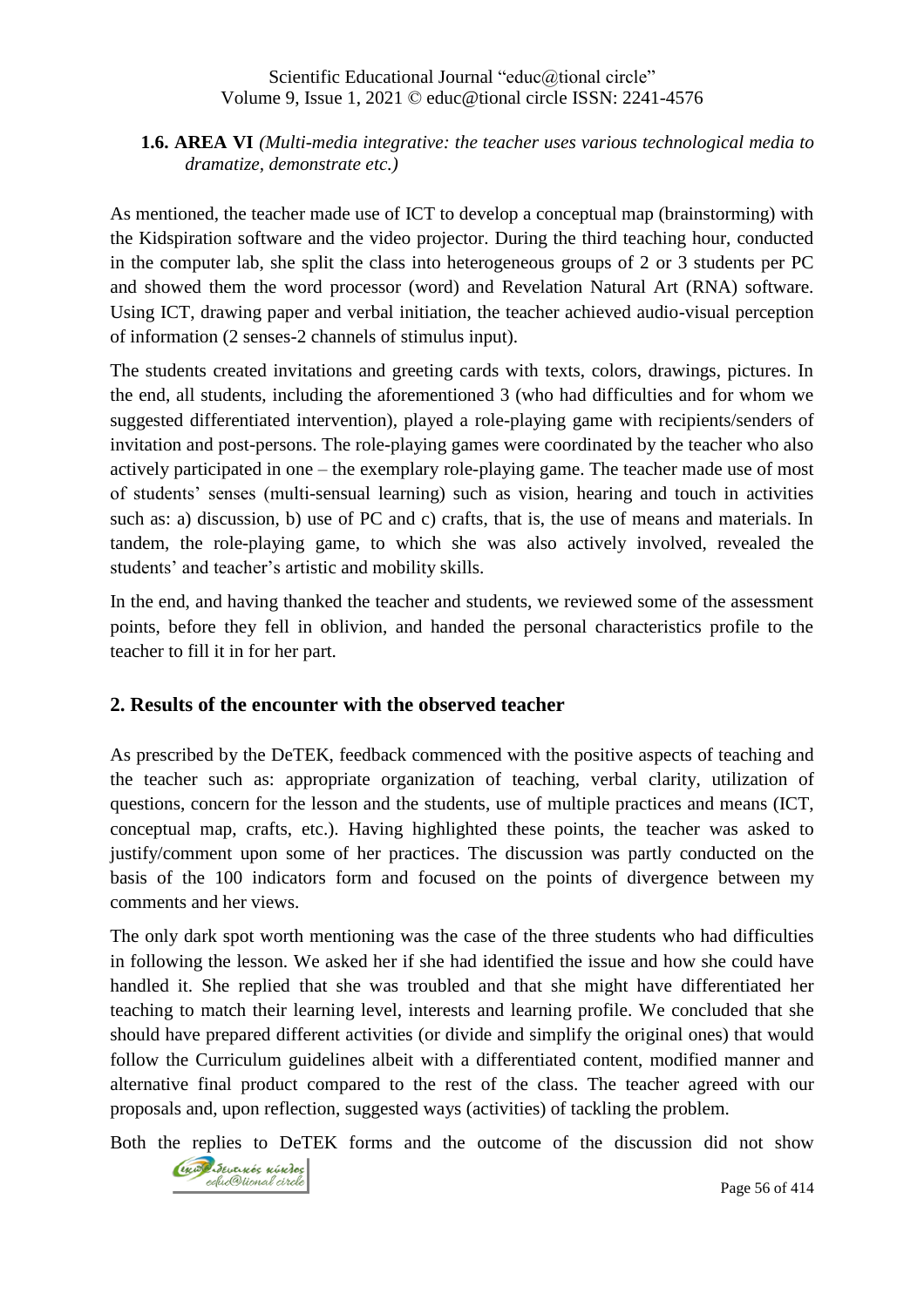### 1.6. AREA VI *(Multi-media integrative: the teacher uses various technological media to dramatize, demonstrate etc.)*

As mentioned, the teacher made use of ICT to develop a conceptual map (brainstorming) with the Kidspiration software and the video projector. During the third teaching hour, conducted in the computer lab, she split the class into heterogeneous groups of 2 or 3 students per PC and showed them the word processor (word) and Revelation Natural Art (RNA) software. Using ICT, drawing paper and verbal initiation, the teacher achieved audio-visual perception of information (2 senses-2 channels of stimulus input).

The students created invitations and greeting cards with texts, colors, drawings, pictures. In the end, all students, including the aforementioned 3 (who had difficulties and for whom we suggested differentiated intervention), played a role-playing game with recipients/senders of invitation and post-persons. The role-playing games were coordinated by the teacher who also actively participated in one – the exemplary role-playing game. The teacher made use of most of students' senses (multi-sensual learning) such as vision, hearing and touch in activities such as: a) discussion, b) use of PC and c) crafts, that is, the use of means and materials. In tandem, the role-playing game, to which she was also actively involved, revealed the students' and teacher's artistic and mobility skills.

In the end, and having thanked the teacher and students, we reviewed some of the assessment points, before they fell in oblivion, and handed the personal characteristics profile to the teacher to fill it in for her part.

## 2. Results of the encounter with the observed teacher

As prescribed by the DeTEK, feedback commenced with the positive aspects of teaching and the teacher such as: appropriate organization of teaching, verbal clarity, utilization of questions, concern for the lesson and the students, use of multiple practices and means (ICT, conceptual map, crafts, etc.). Having highlighted these points, the teacher was asked to justify/comment upon some of her practices. The discussion was partly conducted on the basis of the 100 indicators form and focused on the points of divergence between my comments and her views.

The only dark spot worth mentioning was the case of the three students who had difficulties in following the lesson. We asked her if she had identified the issue and how she could have handled it. She replied that she was troubled and that she might have differentiated her teaching to match their learning level, interests and learning profile. We concluded that she should have prepared different activities (or divide and simplify the original ones) that would follow the Curriculum guidelines albeit with a differentiated content, modified manner and alternative final product compared to the rest of the class. The teacher agreed with our proposals and, upon reflection, suggested ways (activities) of tackling the problem.

Both the replies to DeTEK forms and the outcome of the discussion did not show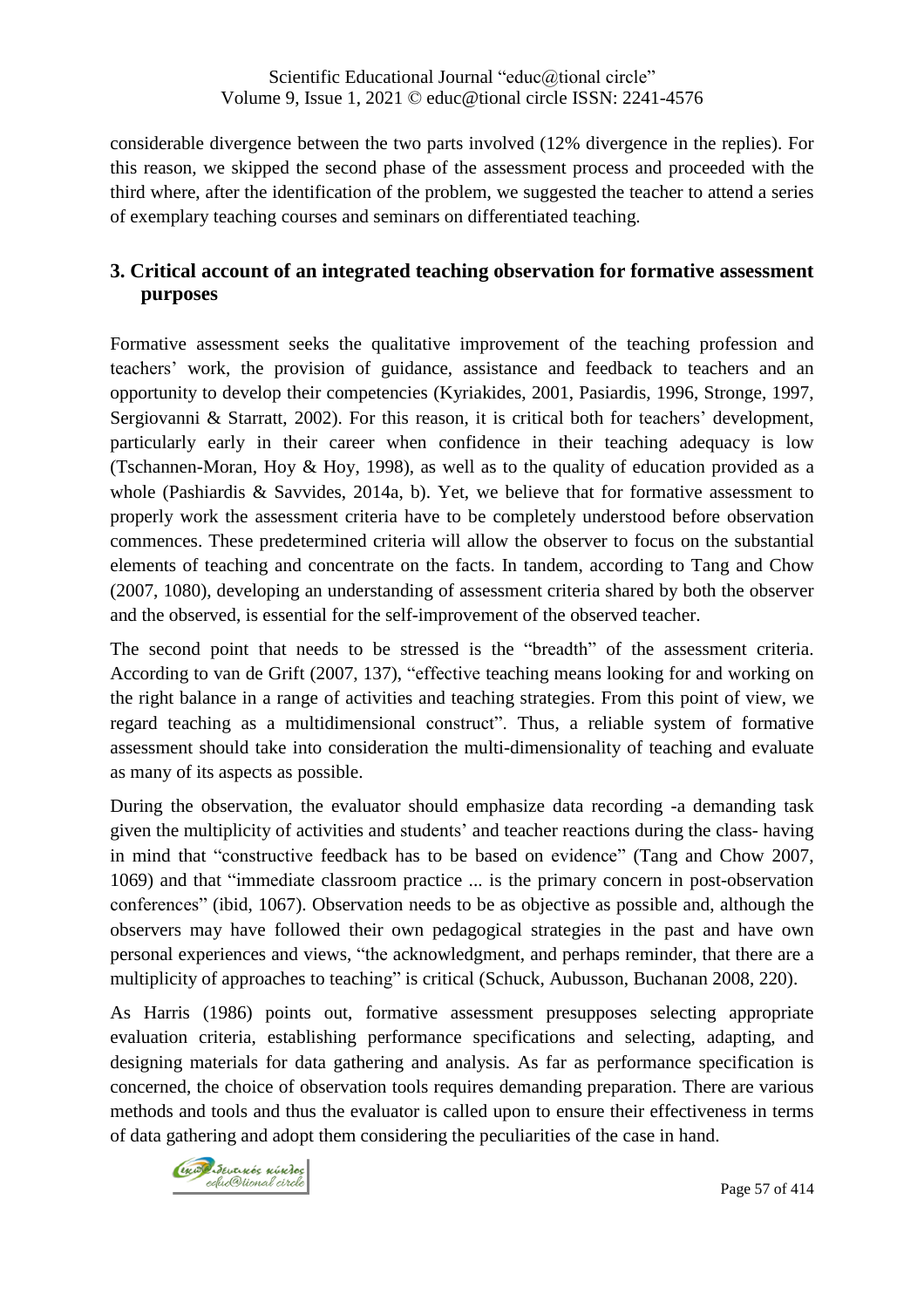considerable divergence between the two parts involved (12% divergence in the replies). For this reason, we skipped the second phase of the assessment process and proceeded with the third where, after the identification of the problem, we suggested the teacher to attend a series of exemplary teaching courses and seminars on differentiated teaching.

## 3. Critical account of an integrated teaching observation for formative assessment purposes

Formative assessment seeks the qualitative improvement of the teaching profession and teachers' work, the provision of guidance, assistance and feedback to teachers and an opportunity to develop their competencies (Kyriakides, 2001, Pasiardis, 1996, Stronge, 1997, Sergiovanni & Starratt, 2002). For this reason, it is critical both for teachers' development, particularly early in their career when confidence in their teaching adequacy is low (Tschannen-Moran, Hoy & Hoy, 1998), as well as to the quality of education provided as a whole (Pashiardis & Savvides, 2014a, b). Yet, we believe that for formative assessment to properly work the assessment criteria have to be completely understood before observation commences. These predetermined criteria will allow the observer to focus on the substantial elements of teaching and concentrate on the facts. In tandem, according to Tang and Chow (2007, 1080), developing an understanding of assessment criteria shared by both the observer and the observed, is essential for the self-improvement of the observed teacher.

The second point that needs to be stressed is the "breadth" of the assessment criteria. According to van de Grift (2007, 137), "effective teaching means looking for and working on the right balance in a range of activities and teaching strategies. From this point of view, we regard teaching as a multidimensional construct". Thus, a reliable system of formative assessment should take into consideration the multi-dimensionality of teaching and evaluate as many of its aspects as possible.

During the observation, the evaluator should emphasize data recording -a demanding task given the multiplicity of activities and students' and teacher reactions during the class- having in mind that "constructive feedback has to be based on evidence" (Tang and Chow 2007, 1069) and that "immediate classroom practice ... is the primary concern in post-observation conferences" (ibid, 1067). Observation needs to be as objective as possible and, although the observers may have followed their own pedagogical strategies in the past and have own personal experiences and views, "the acknowledgment, and perhaps reminder, that there are a multiplicity of approaches to teaching" is critical (Schuck, Aubusson, Buchanan 2008, 220).

As Harris (1986) points out, formative assessment presupposes selecting appropriate evaluation criteria, establishing performance specifications and selecting, adapting, and designing materials for data gathering and analysis. As far as performance specification is concerned, the choice of observation tools requires demanding preparation. There are various methods and tools and thus the evaluator is called upon to ensure their effectiveness in terms of data gathering and adopt them considering the peculiarities of the case in hand.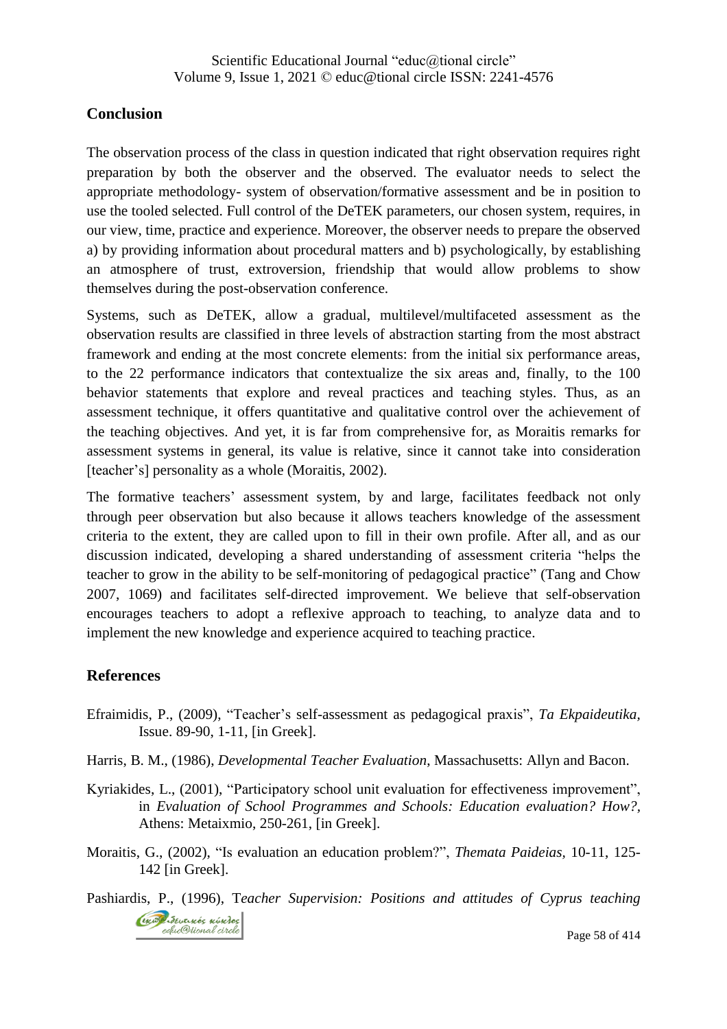## Conclusion

The observation process of the class in question indicated that right observation requires right preparation by both the observer and the observed. The evaluator needs to select the appropriate methodology- system of observation/formative assessment and be in position to use the tooled selected. Full control of the DeTEK parameters, our chosen system, requires, in our view, time, practice and experience. Moreover, the observer needs to prepare the observed a) by providing information about procedural matters and b) psychologically, by establishing an atmosphere of trust, extroversion, friendship that would allow problems to show themselves during the post-observation conference.

Systems, such as DeTEK, allow a gradual, multilevel/multifaceted assessment as the observation results are classified in three levels of abstraction starting from the most abstract framework and ending at the most concrete elements: from the initial six performance areas, to the 22 performance indicators that contextualize the six areas and, finally, to the 100 behavior statements that explore and reveal practices and teaching styles. Thus, as an assessment technique, it offers quantitative and qualitative control over the achievement of the teaching objectives. And yet, it is far from comprehensive for, as Moraitis remarks for assessment systems in general, its value is relative, since it cannot take into consideration [teacher's] personality as a whole (Moraitis, 2002).

The formative teachers' assessment system, by and large, facilitates feedback not only through peer observation but also because it allows teachers knowledge of the assessment criteria to the extent, they are called upon to fill in their own profile. After all, and as our discussion indicated, developing a shared understanding of assessment criteria "helps the teacher to grow in the ability to be self-monitoring of pedagogical practice" (Tang and Chow 2007, 1069) and facilitates self-directed improvement. We believe that self-observation encourages teachers to adopt a reflexive approach to teaching, to analyze data and to implement the new knowledge and experience acquired to teaching practice.

## References

Efraimidis, P., (2009), "Teacher's self-assessment as pedagogical praxis", *Ta Ekpaideutika*, Issue. 89-90, 1-11, [in Greek].

Harris, B. M., (1986), *Developmental Teacher Evaluation*, Massachusetts: Allyn and Bacon.

Kyriakides, L., (2001), "Participatory school unit evaluation for effectiveness improvement", in *Evaluation of School Programmes and Schools: Education evaluation? How?*, Athens: Metaixmio, 250-261, [in Greek].

Moraitis, G., (2002), "Is evaluation an education problem?", *Themata Paideias*, 10-11, 125-142 [in Greek].

Pashiardis, P., (1996), T*eacher Supervision: Positions and attitudes of Cyprus teaching*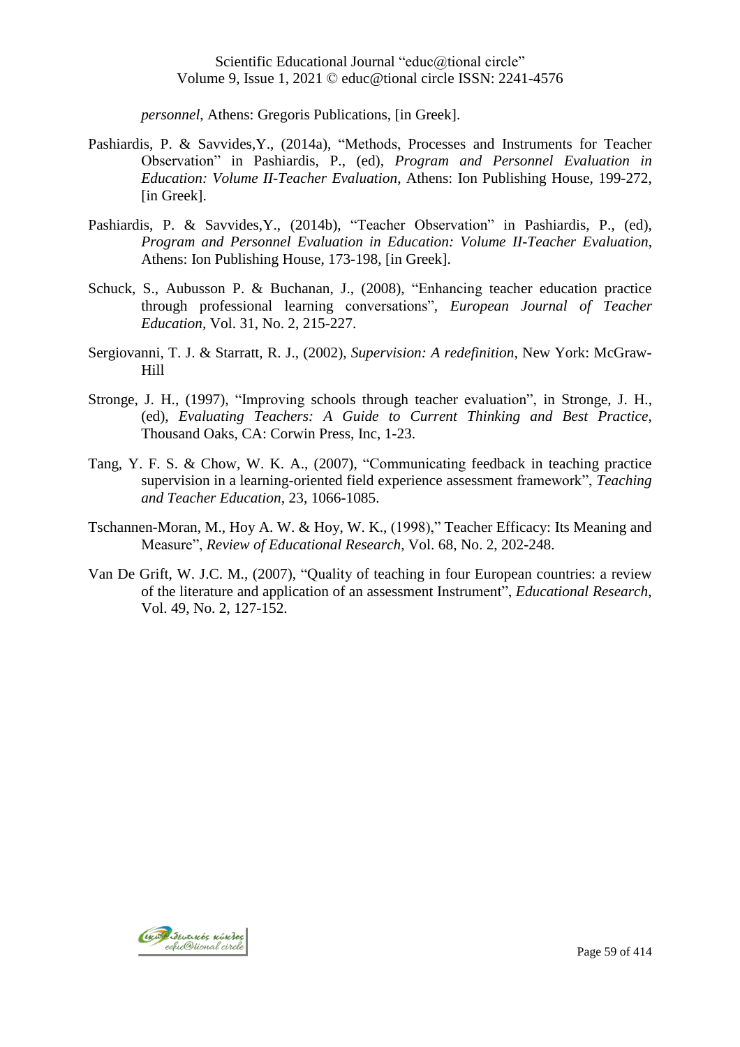*personnel*, Athens: Gregoris Publications, [in Greek].

Pashiardis, P. & Savvides,Y., (2014a), "Methods, Processes and Instruments for Teacher Observation" in Pashiardis, P., (ed), *Program and Personnel Evaluation in Education: Volume II-Teacher Evaluation*, Athens: Ion Publishing House, 199-272, [in Greek].

Pashiardis, P. & Savvides,Y., (2014b), "Teacher Observation" in Pashiardis, P., (ed), *Program and Personnel Evaluation in Education: Volume II-Teacher Evaluation*, Athens: Ion Publishing House, 173-198, [in Greek].

Schuck, S., Aubusson P. & Buchanan, J., (2008), "Enhancing teacher education practice through professional learning conversations", *European Journal of Teacher Education*, Vol. 31, No. 2, 215-227.

Sergiovanni, T. J. & Starratt, R. J., (2002), *Supervision: A redefinition*, New York: McGraw-Hill

Stronge, J. H., (1997), "Improving schools through teacher evaluation", in Stronge, J. H., (ed), *Evaluating Teachers: A Guide to Current Thinking and Best Practice*, Thousand Oaks, CA: Corwin Press, Inc, 1-23.

Tang, Y. F. S. & Chow, W. K. A., (2007), "Communicating feedback in teaching practice supervision in a learning-oriented field experience assessment framework", *Teaching and Teacher Education*, 23, 1066-1085.

Tschannen-Moran, M., Hoy A. W. & Hoy, W. K., (1998)," Teacher Efficacy: Its Meaning and Measure", *Review of Educational Research*, Vol. 68, No. 2, 202-248.

Van De Grift, W. J.C. M., (2007), "Quality of teaching in four European countries: a review of the literature and application of an assessment Instrument", *Educational Research*, Vol. 49, No. 2, 127-152.